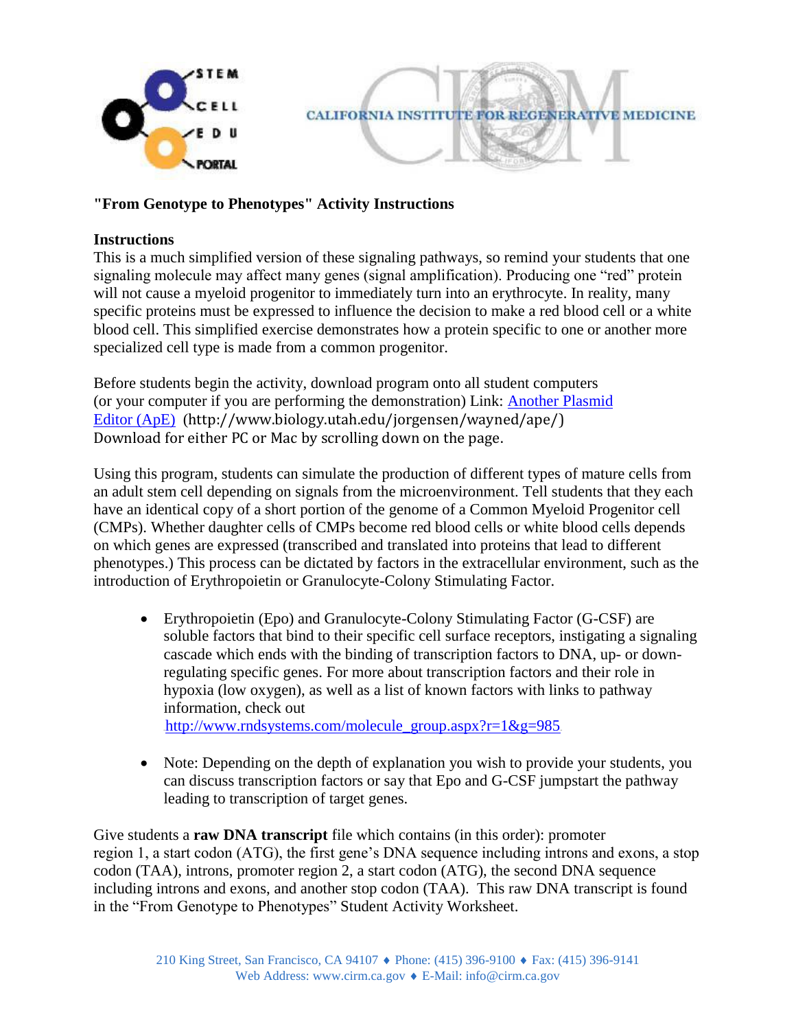## "From Genotype to Phenotypes" Activity Instructions

### Instructions

This is a much simplified version of these signaling pathways, so remind your students that one signaling molecule may affect many genes (signal amplification). Producing one "red" protein will not cause a myeloid progenitor to immediately turn into an erythrocyte. In reality, many specific proteins must be expressed to influence the decision to make a red blood cell or a white blood cell. This simplified exercise demonstrates how a protein specific to one or another more specialized cell type is made from a common progenitor.

Before students begin the activity, download program onto all student computers (or your computer if you are performing the demonstration) Link: [Another Plasmid Editor (ApE)](http://www.biology.utah.edu/jorgensen/wayned/ape/) (http://www.biology.utah.edu/jorgensen/wayned/ape/) Download for either PC or Mac by scrolling down on the page.

Using this program, students can simulate the production of different types of mature cells from an adult stem cell depending on signals from the microenvironment. Tell students that they each have an identical copy of a short portion of the genome of a Common Myeloid Progenitor cell (CMPs). Whether daughter cells of CMPs become red blood cells or white blood cells depends on which genes are expressed (transcribed and translated into proteins that lead to different phenotypes.) This process can be dictated by factors in the extracellular environment, such as the introduction of Erythropoietin or Granulocyte-Colony Stimulating Factor.

- Erythropoietin (Epo) and Granulocyte-Colony Stimulating Factor (G-CSF) are soluble factors that bind to their specific cell surface receptors, instigating a signaling cascade which ends with the binding of transcription factors to DNA, up- or down-regulating specific genes. For more about transcription factors and their role in hypoxia (low oxygen), as well as a list of known factors with links to pathway information, check out http://www.rndsystems.com/molecule_group.aspx?r=1&g=985

- Note: Depending on the depth of explanation you wish to provide your students, you can discuss transcription factors or say that Epo and G-CSF jumpstart the pathway leading to transcription of target genes.

Give students a **raw DNA transcript** file which contains (in this order): promoter region 1, a start codon (ATG), the first gene's DNA sequence including introns and exons, a stop codon (TAA), introns, promoter region 2, a start codon (ATG), the second DNA sequence including introns and exons, and another stop codon (TAA). This raw DNA transcript is found in the "From Genotype to Phenotypes" Student Activity Worksheet.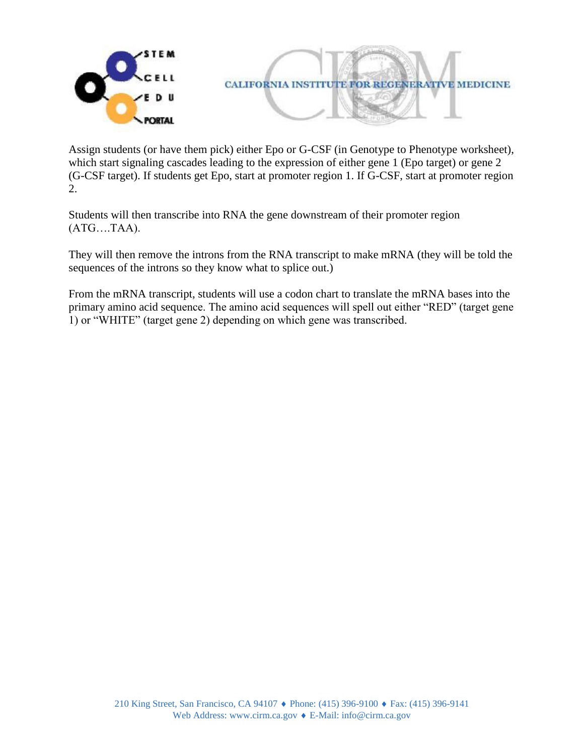Assign students (or have them pick) either Epo or G-CSF (in Genotype to Phenotype worksheet), which start signaling cascades leading to the expression of either gene 1 (Epo target) or gene 2 (G-CSF target). If students get Epo, start at promoter region 1. If G-CSF, start at promoter region 2.

Students will then transcribe into RNA the gene downstream of their promoter region (ATG….TAA).

They will then remove the introns from the RNA transcript to make mRNA (they will be told the sequences of the introns so they know what to splice out.)

From the mRNA transcript, students will use a codon chart to translate the mRNA bases into the primary amino acid sequence. The amino acid sequences will spell out either "RED" (target gene 1) or "WHITE" (target gene 2) depending on which gene was transcribed.